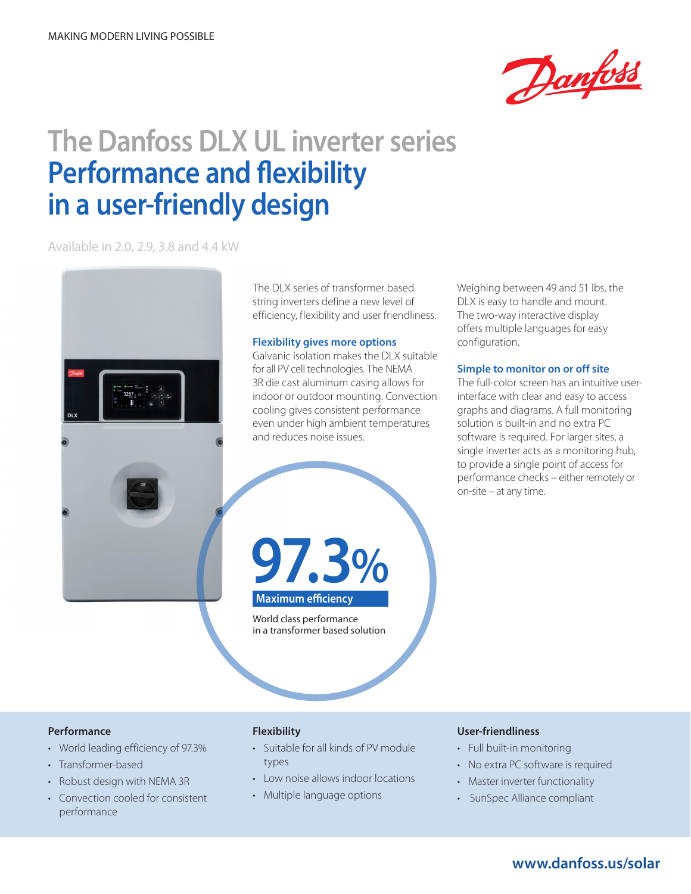MAKING MODERN LIVING POSSIBLE

# The Danfoss DLX UL inverter series
## Performance and flexibility in a user-friendly design

Available in 2.0, 2.9, 3.8 and 4.4 kW

The DLX series of transformer based string inverters define a new level of efficiency, flexibility and user friendliness.

### Flexibility gives more options

Galvanic isolation makes the DLX suitable for all PV cell technologies. The NEMA 3R die cast aluminum casing allows for indoor or outdoor mounting. Convection cooling gives consistent performance even under high ambient temperatures and reduces noise issues.

Weighing between 49 and 51 lbs, the DLX is easy to handle and mount. The two-way interactive display offers multiple languages for easy configuration.

### Simple to monitor on or off site

The full-color screen has an intuitive user-interface with clear and easy to access graphs and diagrams. A full monitoring solution is built-in and no extra PC software is required. For larger sites, a single inverter acts as a monitoring hub, to provide a single point of access for performance checks – either remotely or on-site – at any time.

**97.3%**

**Maximum efficiency**

World class performance in a transformer based solution

### Performance

- World leading efficiency of 97.3%
- Transformer-based
- Robust design with NEMA 3R
- Convection cooled for consistent performance

### Flexibility

- Suitable for all kinds of PV module types
- Low noise allows indoor locations
- Multiple language options

### User-friendliness

- Full built-in monitoring
- No extra PC software is required
- Master inverter functionality
- SunSpec Alliance compliant

www.danfoss.us/solar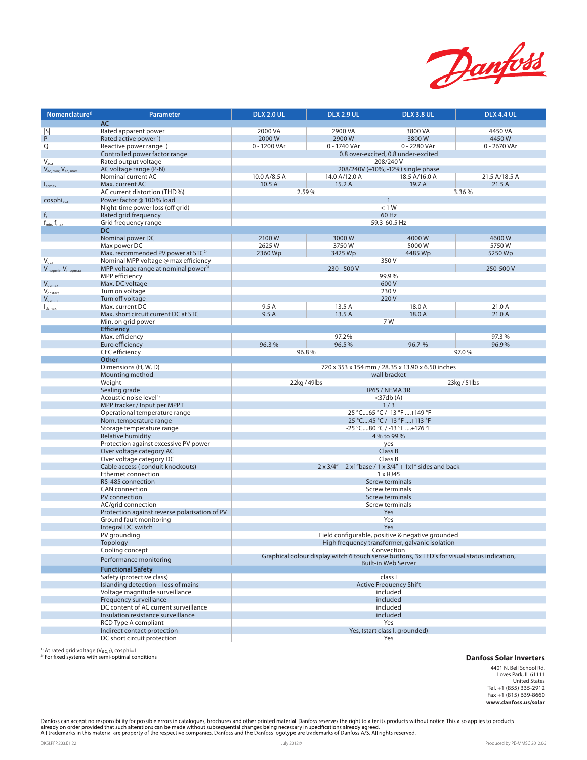| Nomenclature[1] | Parameter | DLX 2.0 UL | DLX 2.9 UL | DLX 3.8 UL | DLX 4.4 UL |
|---|---|---|---|---|---|
| | **AC** | | | | |
| \|S\| | Rated apparent power | 2000 VA | 2900 VA | 3800 VA | 4450 VA |
| P | Rated active power [1] | 2000 W | 2900 W | 3800 W | 4450 W |
| Q | Reactive power range [1] | 0 - 1200 VAr | 0 - 1740 VAr | 0 - 2280 VAr | 0 - 2670 VAr |
| | Controlled power factor range | 0.8 over-excited, 0.8 under-excited | | | |
| $V_{ac,r}$ | Rated output voltage | 208/240 V | | | |
| $V_{ac,min}$, $V_{ac,max}$ | AC voltage range (P-N) | 208/240V (+10%, -12%) single phase | | | |
| | Nominal current AC | 10.0 A/8.5 A | 14.0 A/12.0 A | 18.5 A/16.0 A | 21.5 A/18.5 A |
| $I_{acmax}$ | Max. current AC | 10.5 A | 15.2 A | 19.7 A | 21.5 A |
| | AC current distortion (THD %) | 2.59 % | | 3.36 % | |
| $cosphi_{ac,r}$ | Power factor @ 100 % load | 1 | | | |
| | Night-time power loss (off grid) | < 1 W | | | |
| $f_r$ | Rated grid frequency | 60 Hz | | | |
| $f_{min}$, $f_{max}$ | Grid frequency range | 59.3-60.5 Hz | | | |
| | **DC** | | | | |
| | Nominal power DC | 2100 W | 3000 W | 4000 W | 4600 W |
| | Max power DC | 2625 W | 3750 W | 5000 W | 5750 W |
| | Max. recommended PV power at STC[2] | 2360 Wp | 3425 Wp | 4485 Wp | 5250 Wp |
| $V_{dc,r}$ | Nominal MPP voltage @ max efficiency | 350 V | | | |
| $V_{mppmin}$ $V_{mppmax}$ | MPP voltage range at nominal power[3] | 230 - 500 V | | | 250-500 V |
| | MPP efficiency | 99.9 % | | | |
| $V_{dcmax}$ | Max. DC voltage | 600 V | | | |
| $V_{dcstart}$ | Turn on voltage | 230 V | | | |
| $V_{dcmin}$ | Turn off voltage | 220 V | | | |
| $I_{dcmax}$ | Max. current DC | 9.5 A | 13.5 A | 18.0 A | 21.0 A |
| | Max. short circuit current DC at STC | 9.5 A | 13.5 A | 18.0 A | 21.0 A |
| | Min. on grid power | 7 W | | | |
| | **Efficiency** | | | | |
| | Max. efficiency | 97.2% | | | 97.3 % |
| | Euro efficiency | 96.3 % | 96.5% | 96.7 % | 96.9% |
| | CEC efficiency | 96.8 % | | 97.0 % | |
| | **Other** | | | | |
| | Dimensions (H, W, D) | 720 x 353 x 154 mm / 28.35 x 13.90 x 6.50 inches | | | |
| | Mounting method | wall bracket | | | |
| | Weight | 22kg / 49lbs | | 23kg / 51lbs | |
| | Sealing grade | IP65 / NEMA 3R | | | |
| | Acoustic noise level[4] | <37db (A) | | | |
| | MPP tracker / Input per MPPT | 1 / 3 | | | |
| | Operational temperature range | -25 °C....65 °C / -13 °F ....+149 °F | | | |
| | Nom. temperature range | -25 °C....45 °C / -13 °F ....+113 °F | | | |
| | Storage temperature range | -25 °C....80 °C / -13 °F ....+176 °F | | | |
| | Relative humidity | 4 % to 99 % | | | |
| | Protection against excessive PV power | yes | | | |
| | Over voltage category AC | Class B | | | |
| | Over voltage category DC | Class B | | | |
| | Cable access ( conduit knockouts) | 2 x 3/4" + 2 x1"base / 1 x 3/4" + 1x1" sides and back | | | |
| | Ethernet connection | 1 x RJ45 | | | |
| | RS-485 connection | Screw terminals | | | |
| | CAN connection | Screw terminals | | | |
| | PV connection | Screw terminals | | | |
| | AC/grid connection | Screw terminals | | | |
| | Protection against reverse polarisation of PV | Yes | | | |
| | Ground fault monitoring | Yes | | | |
| | Integral DC switch | Yes | | | |
| | PV grounding | Field configurable, positive & negative grounded | | | |
| | Topology | High frequency transformer, galvanic isolation | | | |
| | Cooling concept | Convection | | | |
| | Performance monitoring | Graphical colour display witch 6 touch sense buttons, 3x LED's for visual status indication, Built-in Web Server | | | |
| | **Functional Safety** | | | | |
| | Safety (protective class) | class I | | | |
| | Islanding detection – loss of mains | Active Frequency Shift | | | |
| | Voltage magnitude surveillance | included | | | |
| | Frequency surveillance | included | | | |
| | DC content of AC current surveillance | included | | | |
| | Insulation resistance surveillance | included | | | |
| | RCD Type A compliant | Yes | | | |
| | Indirect contact protection | Yes, (start class I, grounded) | | | |
| | DC short circuit protection | Yes | | | |

[1] At rated grid voltage ($V_{ac,r}$), cosphi=1
[2] For fixed systems with semi-optimal conditions

**Danfoss Solar Inverters**

4401 N. Bell School Rd.
Loves Park, IL 61111
United States
Tel. +1 (855) 335-2912
Fax +1 (815) 639-8660
**www.danfoss.us/solar**

Danfoss can accept no responsibility for possible errors in catalogues, brochures and other printed material. Danfoss reserves the right to alter its products without notice. This also applies to products already on order provided that such alterations can be made without subsequential changes being necessary in specifications already agreed.
All trademarks in this material are property of the respective companies. Danfoss and the Danfoss logotype are trademarks of Danfoss A/S. All rights reserved.

DKSI.PFP.203.B1.22 July 2012© Produced by PE-MMSC 2012.06